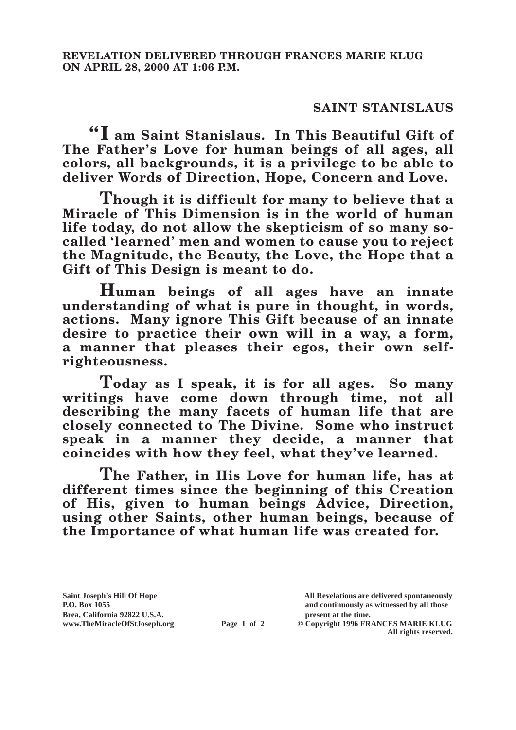**REVELATION DELIVERED THROUGH FRANCES MARIE KLUG ON APRIL 28, 2000 AT 1:06 P.M.**

## SAINT STANISLAUS

**"I am Saint Stanislaus. In This Beautiful Gift of The Father's Love for human beings of all ages, all colors, all backgrounds, it is a privilege to be able to deliver Words of Direction, Hope, Concern and Love.**

**Though it is difficult for many to believe that a Miracle of This Dimension is in the world of human life today, do not allow the skepticism of so many so-called 'learned' men and women to cause you to reject the Magnitude, the Beauty, the Love, the Hope that a Gift of This Design is meant to do.**

**Human beings of all ages have an innate understanding of what is pure in thought, in words, actions. Many ignore This Gift because of an innate desire to practice their own will in a way, a form, a manner that pleases their egos, their own self-righteousness.**

**Today as I speak, it is for all ages. So many writings have come down through time, not all describing the many facets of human life that are closely connected to The Divine. Some who instruct speak in a manner they decide, a manner that coincides with how they feel, what they've learned.**

**The Father, in His Love for human life, has at different times since the beginning of this Creation of His, given to human beings Advice, Direction, using other Saints, other human beings, because of the Importance of what human life was created for.**

**Saint Joseph's Hill Of Hope**
**P.O. Box 1055**
**Brea, California 92822 U.S.A.**
**www.TheMiracleOfStJoseph.org**

**All Revelations are delivered spontaneously and continuously as witnessed by all those present at the time.**
**© Copyright 1996 FRANCES MARIE KLUG**
**All rights reserved.**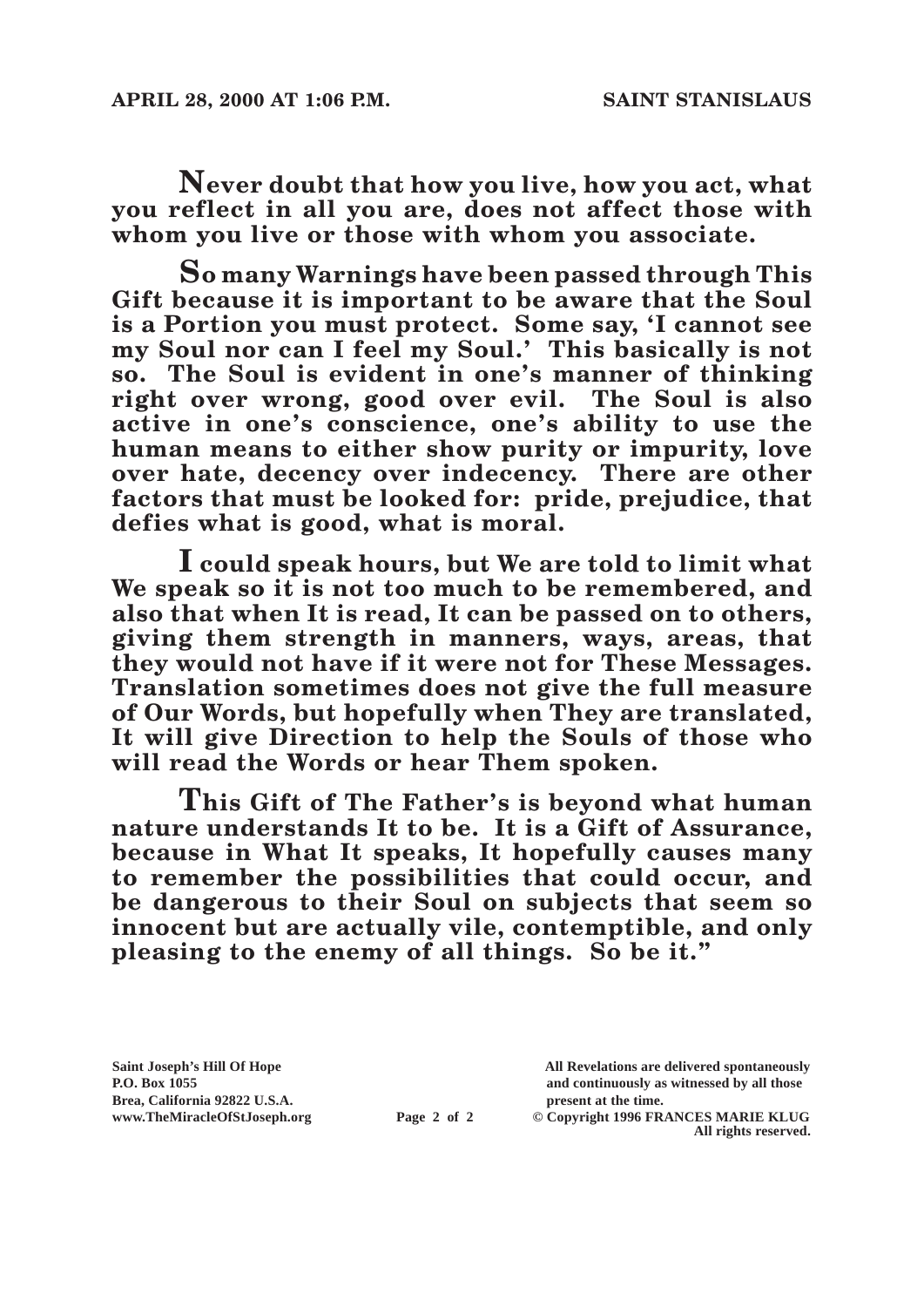**Never doubt that how you live, how you act, what you reflect in all you are, does not affect those with whom you live or those with whom you associate.**

**So many Warnings have been passed through This Gift because it is important to be aware that the Soul is a Portion you must protect. Some say, 'I cannot see my Soul nor can I feel my Soul.' This basically is not so. The Soul is evident in one's manner of thinking right over wrong, good over evil. The Soul is also active in one's conscience, one's ability to use the human means to either show purity or impurity, love over hate, decency over indecency. There are other factors that must be looked for: pride, prejudice, that defies what is good, what is moral.**

**I could speak hours, but We are told to limit what We speak so it is not too much to be remembered, and also that when It is read, It can be passed on to others, giving them strength in manners, ways, areas, that they would not have if it were not for These Messages. Translation sometimes does not give the full measure of Our Words, but hopefully when They are translated, It will give Direction to help the Souls of those who will read the Words or hear Them spoken.**

**This Gift of The Father's is beyond what human nature understands It to be. It is a Gift of Assurance, because in What It speaks, It hopefully causes many to remember the possibilities that could occur, and be dangerous to their Soul on subjects that seem so innocent but are actually vile, contemptible, and only pleasing to the enemy of all things. So be it."**

**Saint Joseph's Hill Of Hope**
**P.O. Box 1055**
**Brea, California 92822 U.S.A.**
**www.TheMiracleOfStJoseph.org**

**All Revelations are delivered spontaneously and continuously as witnessed by all those present at the time.**
**© Copyright 1996 FRANCES MARIE KLUG**
**All rights reserved.**